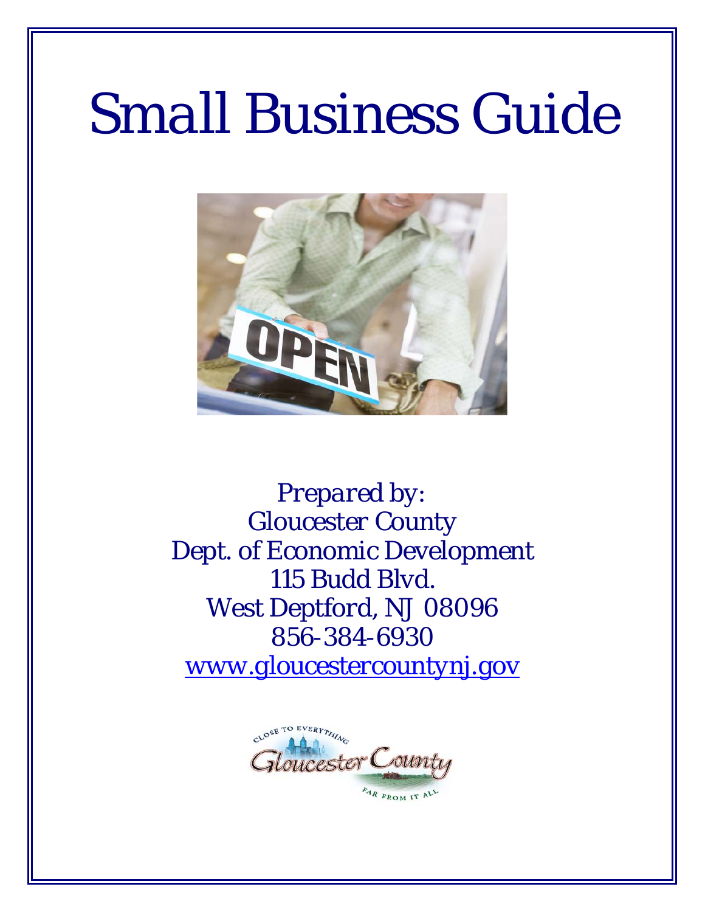# Small Business Guide

*Prepared by:*
Gloucester County
Dept. of Economic Development
115 Budd Blvd.
West Deptford, NJ 08096
856-384-6930
[www.gloucestercountynj.gov](http://www.gloucestercountynj.gov)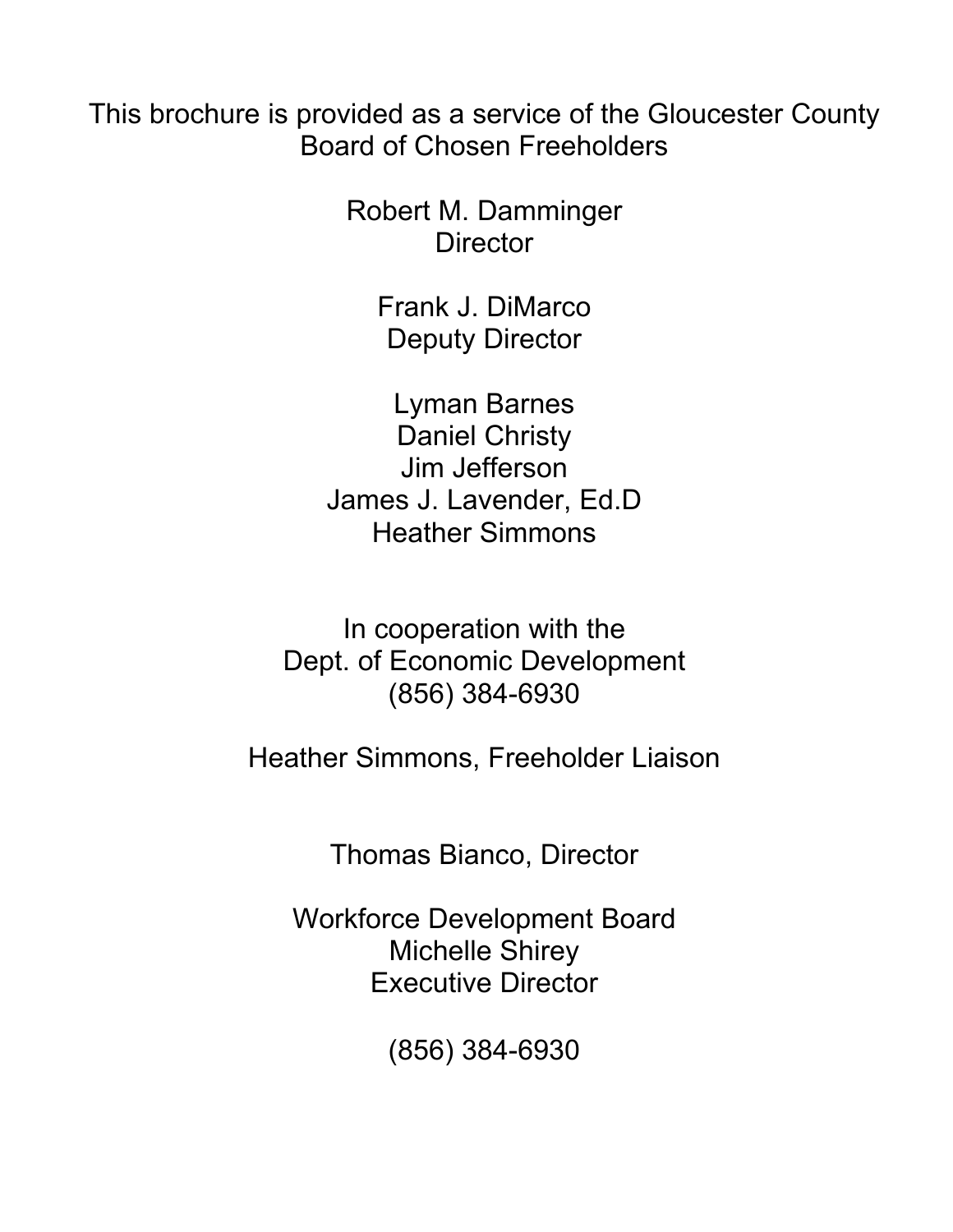This brochure is provided as a service of the Gloucester County Board of Chosen Freeholders

Robert M. Damminger
Director

Frank J. DiMarco
Deputy Director

Lyman Barnes
Daniel Christy
Jim Jefferson
James J. Lavender, Ed.D
Heather Simmons

In cooperation with the
Dept. of Economic Development
(856) 384-6930

Heather Simmons, Freeholder Liaison

Thomas Bianco, Director

Workforce Development Board
Michelle Shirey
Executive Director

(856) 384-6930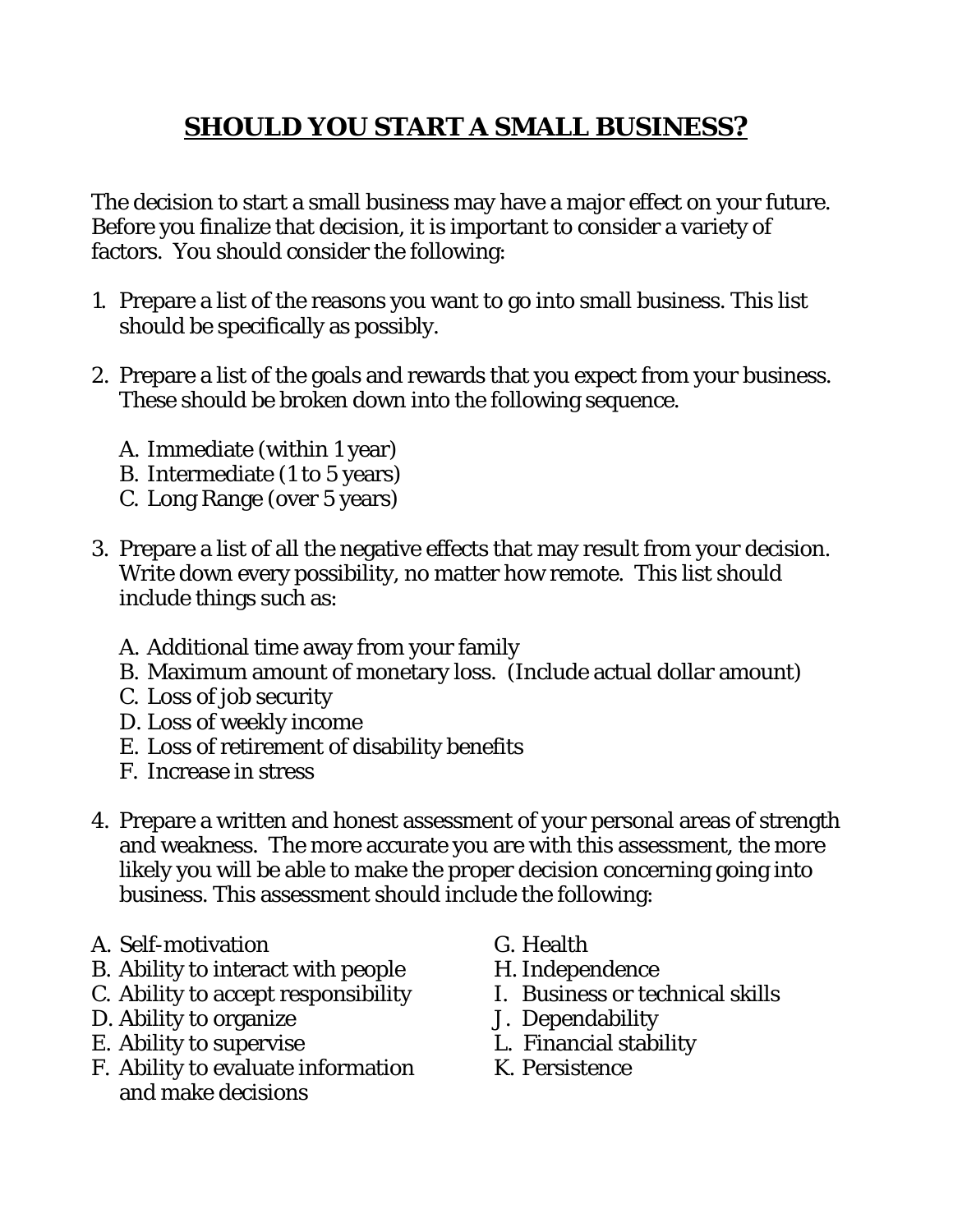# SHOULD YOU START A SMALL BUSINESS?

The decision to start a small business may have a major effect on your future. Before you finalize that decision, it is important to consider a variety of factors. You should consider the following:

1. Prepare a list of the reasons you want to go into small business. This list should be specifically as possibly.

2. Prepare a list of the goals and rewards that you expect from your business. These should be broken down into the following sequence.

   A. Immediate (within 1 year)
   B. Intermediate (1 to 5 years)
   C. Long Range (over 5 years)

3. Prepare a list of all the negative effects that may result from your decision. Write down every possibility, no matter how remote. This list should include things such as:

   A. Additional time away from your family
   B. Maximum amount of monetary loss. (Include actual dollar amount)
   C. Loss of job security
   D. Loss of weekly income
   E. Loss of retirement of disability benefits
   F. Increase in stress

4. Prepare a written and honest assessment of your personal areas of strength and weakness. The more accurate you are with this assessment, the more likely you will be able to make the proper decision concerning going into business. This assessment should include the following:

A. Self-motivation
B. Ability to interact with people
C. Ability to accept responsibility
D. Ability to organize
E. Ability to supervise
F. Ability to evaluate information and make decisions
G. Health
H. Independence
I. Business or technical skills
J. Dependability
L. Financial stability
K. Persistence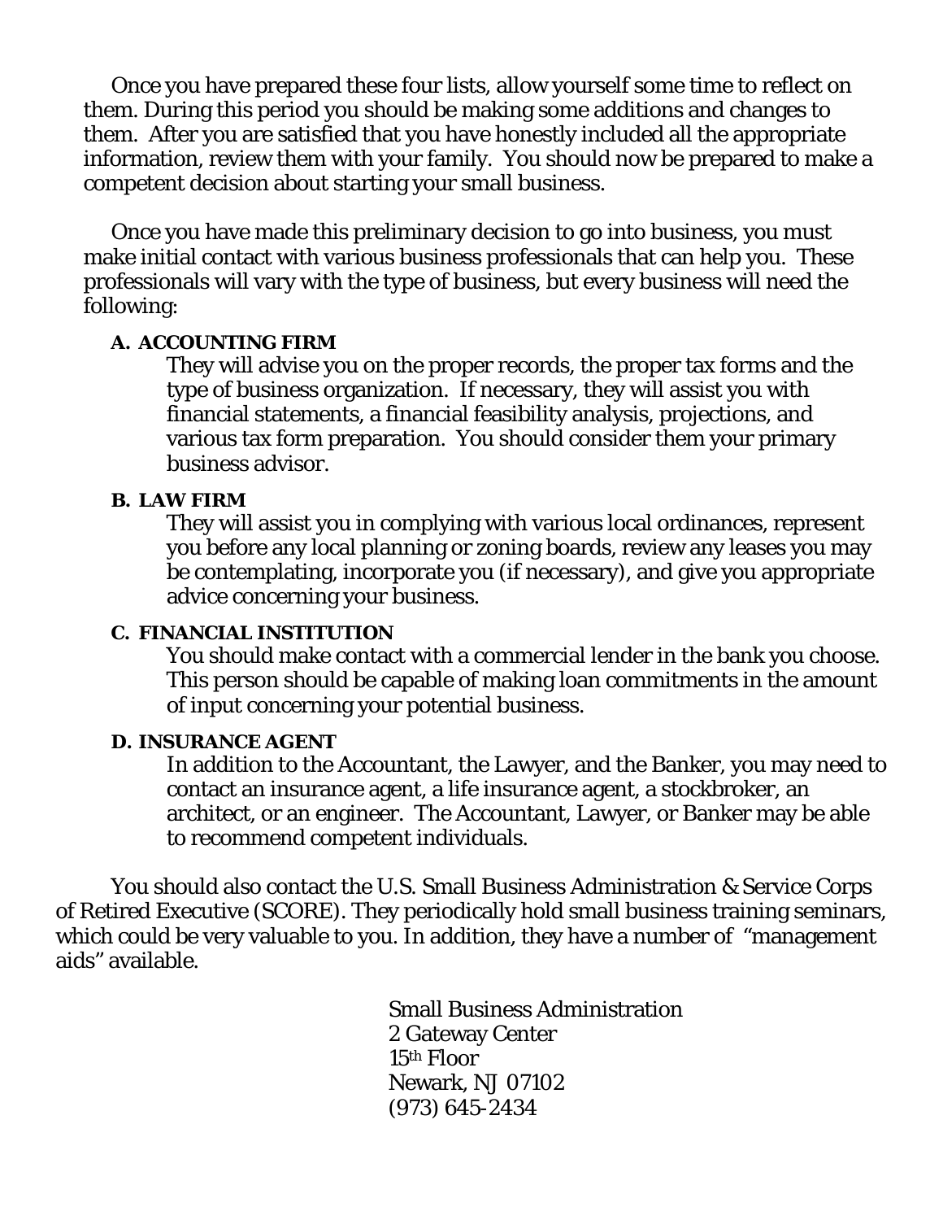Once you have prepared these four lists, allow yourself some time to reflect on them. During this period you should be making some additions and changes to them. After you are satisfied that you have honestly included all the appropriate information, review them with your family. You should now be prepared to make a competent decision about starting your small business.

Once you have made this preliminary decision to go into business, you must make initial contact with various business professionals that can help you. These professionals will vary with the type of business, but every business will need the following:

**A. ACCOUNTING FIRM**

They will advise you on the proper records, the proper tax forms and the type of business organization. If necessary, they will assist you with financial statements, a financial feasibility analysis, projections, and various tax form preparation. You should consider them your primary business advisor.

**B. LAW FIRM**

They will assist you in complying with various local ordinances, represent you before any local planning or zoning boards, review any leases you may be contemplating, incorporate you (if necessary), and give you appropriate advice concerning your business.

**C. FINANCIAL INSTITUTION**

You should make contact with a commercial lender in the bank you choose. This person should be capable of making loan commitments in the amount of input concerning your potential business.

**D. INSURANCE AGENT**

In addition to the Accountant, the Lawyer, and the Banker, you may need to contact an insurance agent, a life insurance agent, a stockbroker, an architect, or an engineer. The Accountant, Lawyer, or Banker may be able to recommend competent individuals.

You should also contact the U.S. Small Business Administration & Service Corps of Retired Executive (SCORE). They periodically hold small business training seminars, which could be very valuable to you. In addition, they have a number of "management aids" available.

Small Business Administration
2 Gateway Center
15th Floor
Newark, NJ 07102
(973) 645-2434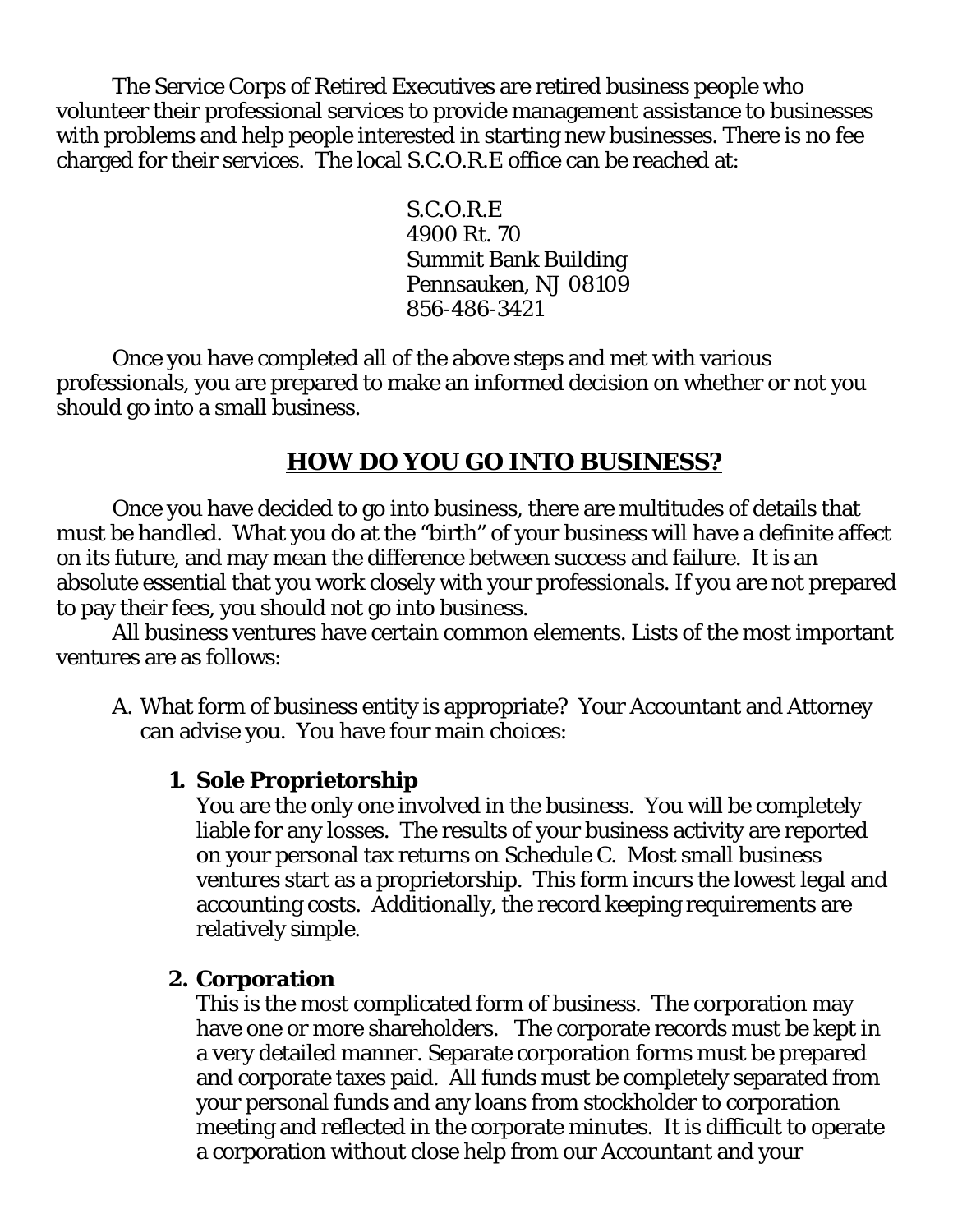The Service Corps of Retired Executives are retired business people who volunteer their professional services to provide management assistance to businesses with problems and help people interested in starting new businesses. There is no fee charged for their services. The local S.C.O.R.E office can be reached at:

S.C.O.R.E
4900 Rt. 70
Summit Bank Building
Pennsauken, NJ 08109
856-486-3421

Once you have completed all of the above steps and met with various professionals, you are prepared to make an informed decision on whether or not you should go into a small business.

## HOW DO YOU GO INTO BUSINESS?

Once you have decided to go into business, there are multitudes of details that must be handled. What you do at the "birth" of your business will have a definite affect on its future, and may mean the difference between success and failure. It is an absolute essential that you work closely with your professionals. If you are not prepared to pay their fees, you should not go into business.

All business ventures have certain common elements. Lists of the most important ventures are as follows:

A. What form of business entity is appropriate? Your Accountant and Attorney can advise you. You have four main choices:

   1. **Sole Proprietorship**
      You are the only one involved in the business. You will be completely liable for any losses. The results of your business activity are reported on your personal tax returns on Schedule C. Most small business ventures start as a proprietorship. This form incurs the lowest legal and accounting costs. Additionally, the record keeping requirements are relatively simple.

   2. **Corporation**
      This is the most complicated form of business. The corporation may have one or more shareholders. The corporate records must be kept in a very detailed manner. Separate corporation forms must be prepared and corporate taxes paid. All funds must be completely separated from your personal funds and any loans from stockholder to corporation meeting and reflected in the corporate minutes. It is difficult to operate a corporation without close help from our Accountant and your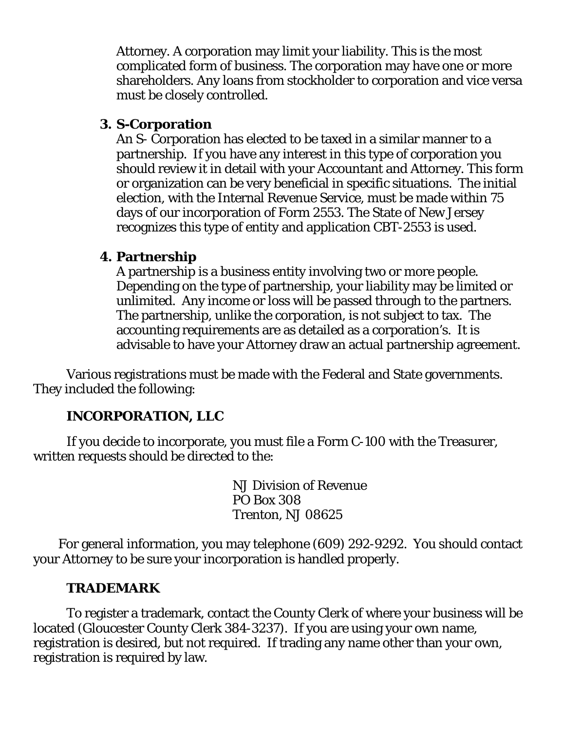Attorney. A corporation may limit your liability. This is the most complicated form of business. The corporation may have one or more shareholders. Any loans from stockholder to corporation and vice versa must be closely controlled.

3. **S-Corporation**
   An S- Corporation has elected to be taxed in a similar manner to a partnership. If you have any interest in this type of corporation you should review it in detail with your Accountant and Attorney. This form or organization can be very beneficial in specific situations. The initial election, with the Internal Revenue Service, must be made within 75 days of our incorporation of Form 2553. The State of New Jersey recognizes this type of entity and application CBT-2553 is used.

4. **Partnership**
   A partnership is a business entity involving two or more people. Depending on the type of partnership, your liability may be limited or unlimited. Any income or loss will be passed through to the partners. The partnership, unlike the corporation, is not subject to tax. The accounting requirements are as detailed as a corporation's. It is advisable to have your Attorney draw an actual partnership agreement.

Various registrations must be made with the Federal and State governments. They included the following:

### INCORPORATION, LLC

If you decide to incorporate, you must file a Form C-100 with the Treasurer, written requests should be directed to the:

NJ Division of Revenue
PO Box 308
Trenton, NJ 08625

For general information, you may telephone (609) 292-9292. You should contact your Attorney to be sure your incorporation is handled properly.

### TRADEMARK

To register a trademark, contact the County Clerk of where your business will be located (Gloucester County Clerk 384-3237). If you are using your own name, registration is desired, but not required. If trading any name other than your own, registration is required by law.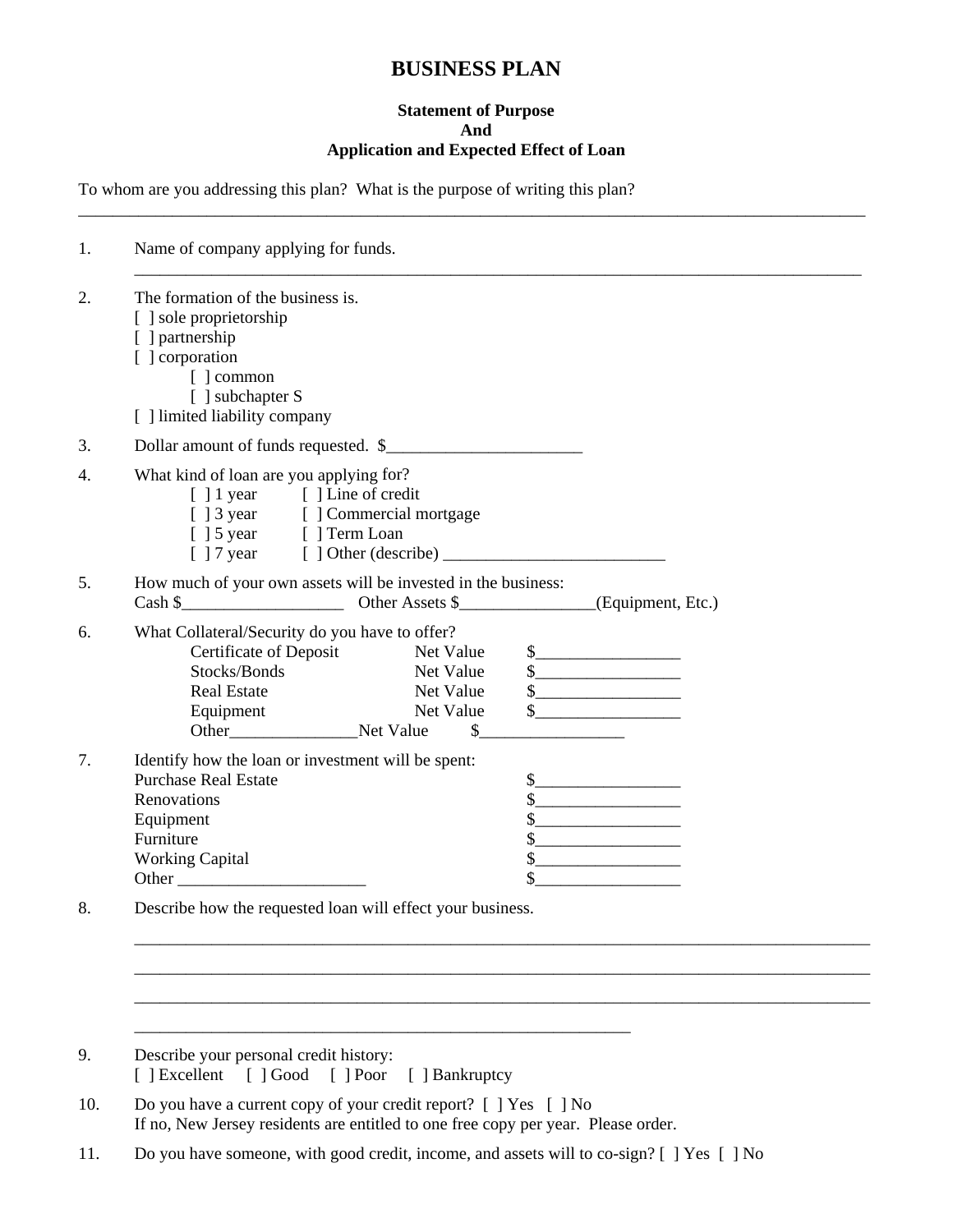# BUSINESS PLAN

**Statement of Purpose**
**And**
**Application and Expected Effect of Loan**

To whom are you addressing this plan? What is the purpose of writing this plan?
____________________________________________________________________________________________

1. Name of company applying for funds.
   ____________________________________________________________________________________

2. The formation of the business is.
   [ ] sole proprietorship
   [ ] partnership
   [ ] corporation
      [ ] common
      [ ] subchapter S
   [ ] limited liability company

3. Dollar amount of funds requested. $_______________________

4. What kind of loan are you applying for?
   [ ] 1 year [ ] Line of credit
   [ ] 3 year [ ] Commercial mortgage
   [ ] 5 year [ ] Term Loan
   [ ] 7 year [ ] Other (describe) __________________________

5. How much of your own assets will be invested in the business:
   Cash $___________________ Other Assets $_______________(Equipment, Etc.)

6. What Collateral/Security do you have to offer?
   Certificate of Deposit Net Value $_________________
   Stocks/Bonds Net Value $_________________
   Real Estate Net Value $_________________
   Equipment Net Value $_________________
   Other_______________Net Value $_________________

7. Identify how the loan or investment will be spent:
   Purchase Real Estate $_________________
   Renovations $_________________
   Equipment $_________________
   Furniture $_________________
   Working Capital $_________________
   Other ______________________ $_________________

8. Describe how the requested loan will effect your business.
   ____________________________________________________________________________________
   ____________________________________________________________________________________
   ____________________________________________________________________________________
   ___________________________________________________________

9. Describe your personal credit history:
   [ ] Excellent [ ] Good [ ] Poor [ ] Bankruptcy

10. Do you have a current copy of your credit report? [ ] Yes [ ] No
    If no, New Jersey residents are entitled to one free copy per year. Please order.

11. Do you have someone, with good credit, income, and assets will to co-sign? [ ] Yes [ ] No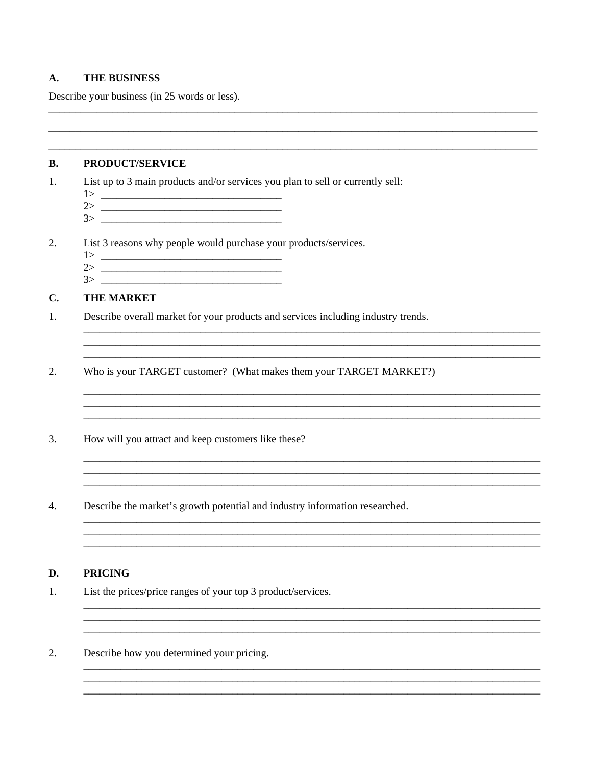## A. THE BUSINESS

Describe your business (in 25 words or less).

______________________________________________________________________________

______________________________________________________________________________

______________________________________________________________________________

## B. PRODUCT/SERVICE

1. List up to 3 main products and/or services you plan to sell or currently sell:
   1> ______________________________
   2> ______________________________
   3> ______________________________

2. List 3 reasons why people would purchase your products/services.
   1> ______________________________
   2> ______________________________
   3> ______________________________

## C. THE MARKET

1. Describe overall market for your products and services including industry trends.
   ______________________________________________________________________________
   ______________________________________________________________________________
   ______________________________________________________________________________

2. Who is your TARGET customer? (What makes them your TARGET MARKET?)
   ______________________________________________________________________________
   ______________________________________________________________________________
   ______________________________________________________________________________

3. How will you attract and keep customers like these?
   ______________________________________________________________________________
   ______________________________________________________________________________
   ______________________________________________________________________________

4. Describe the market's growth potential and industry information researched.
   ______________________________________________________________________________
   ______________________________________________________________________________
   ______________________________________________________________________________

## D. PRICING

1. List the prices/price ranges of your top 3 product/services.
   ______________________________________________________________________________
   ______________________________________________________________________________
   ______________________________________________________________________________

2. Describe how you determined your pricing.
   ______________________________________________________________________________
   ______________________________________________________________________________
   ______________________________________________________________________________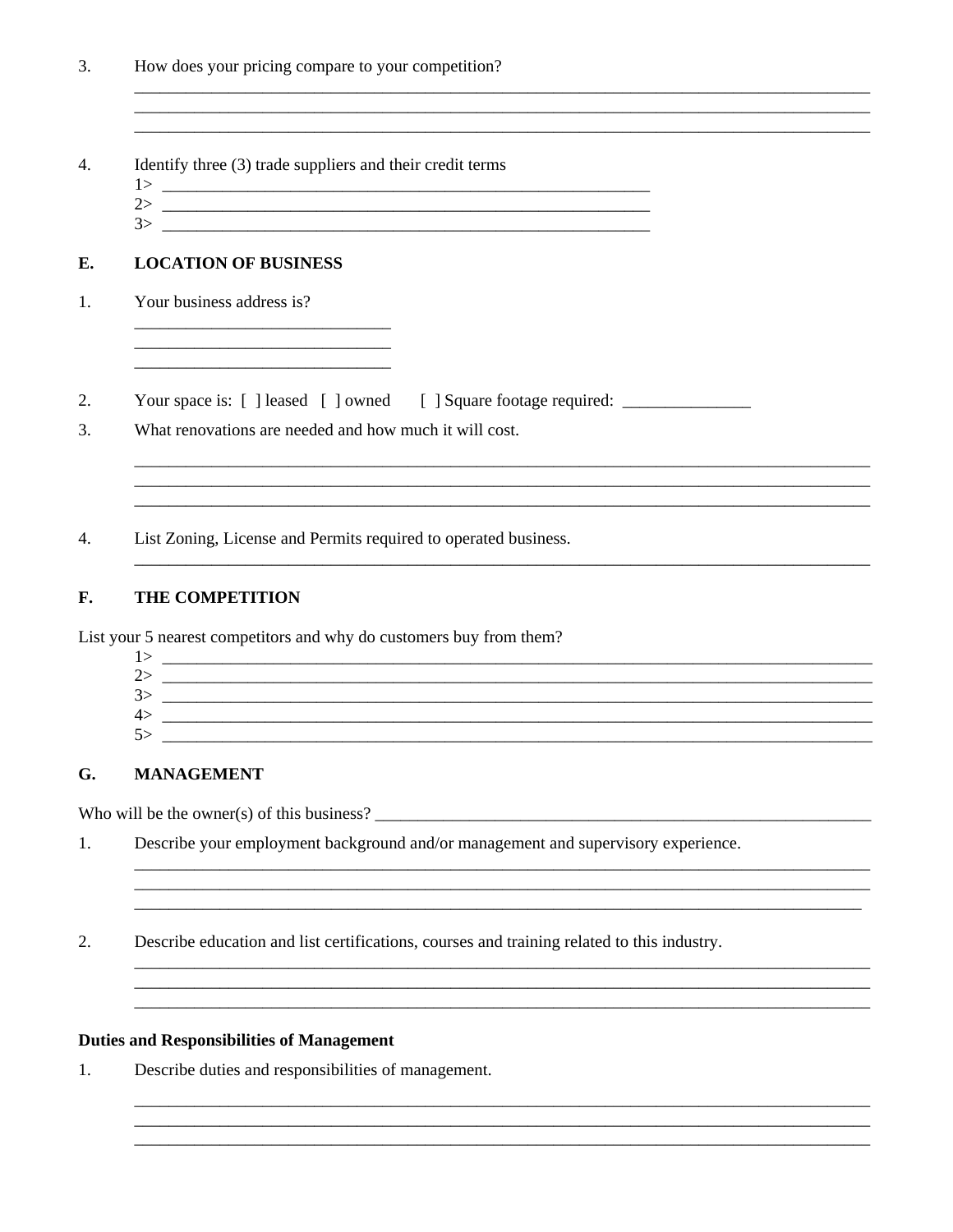3. How does your pricing compare to your competition?

_______________________________________________________________________________________
_______________________________________________________________________________________
_______________________________________________________________________________________

4. Identify three (3) trade suppliers and their credit terms

1> ___________________________________________________________
2> ___________________________________________________________
3> ___________________________________________________________

## E. LOCATION OF BUSINESS

1. Your business address is?

_____________________________
_____________________________
_____________________________

2. Your space is: [ ] leased [ ] owned [ ] Square footage required: _______________

3. What renovations are needed and how much it will cost.

_______________________________________________________________________________________
_______________________________________________________________________________________
_______________________________________________________________________________________

4. List Zoning, License and Permits required to operated business.

_______________________________________________________________________________________

## F. THE COMPETITION

List your 5 nearest competitors and why do customers buy from them?

1> _______________________________________________________________________________________
2> _______________________________________________________________________________________
3> _______________________________________________________________________________________
4> _______________________________________________________________________________________
5> _______________________________________________________________________________________

## G. MANAGEMENT

Who will be the owner(s) of this business? ___________________________________________________________

1. Describe your employment background and/or management and supervisory experience.

_______________________________________________________________________________________
_______________________________________________________________________________________
_______________________________________________________________________________________

2. Describe education and list certifications, courses and training related to this industry.

_______________________________________________________________________________________
_______________________________________________________________________________________
_______________________________________________________________________________________

**Duties and Responsibilities of Management**

1. Describe duties and responsibilities of management.

_______________________________________________________________________________________
_______________________________________________________________________________________
_______________________________________________________________________________________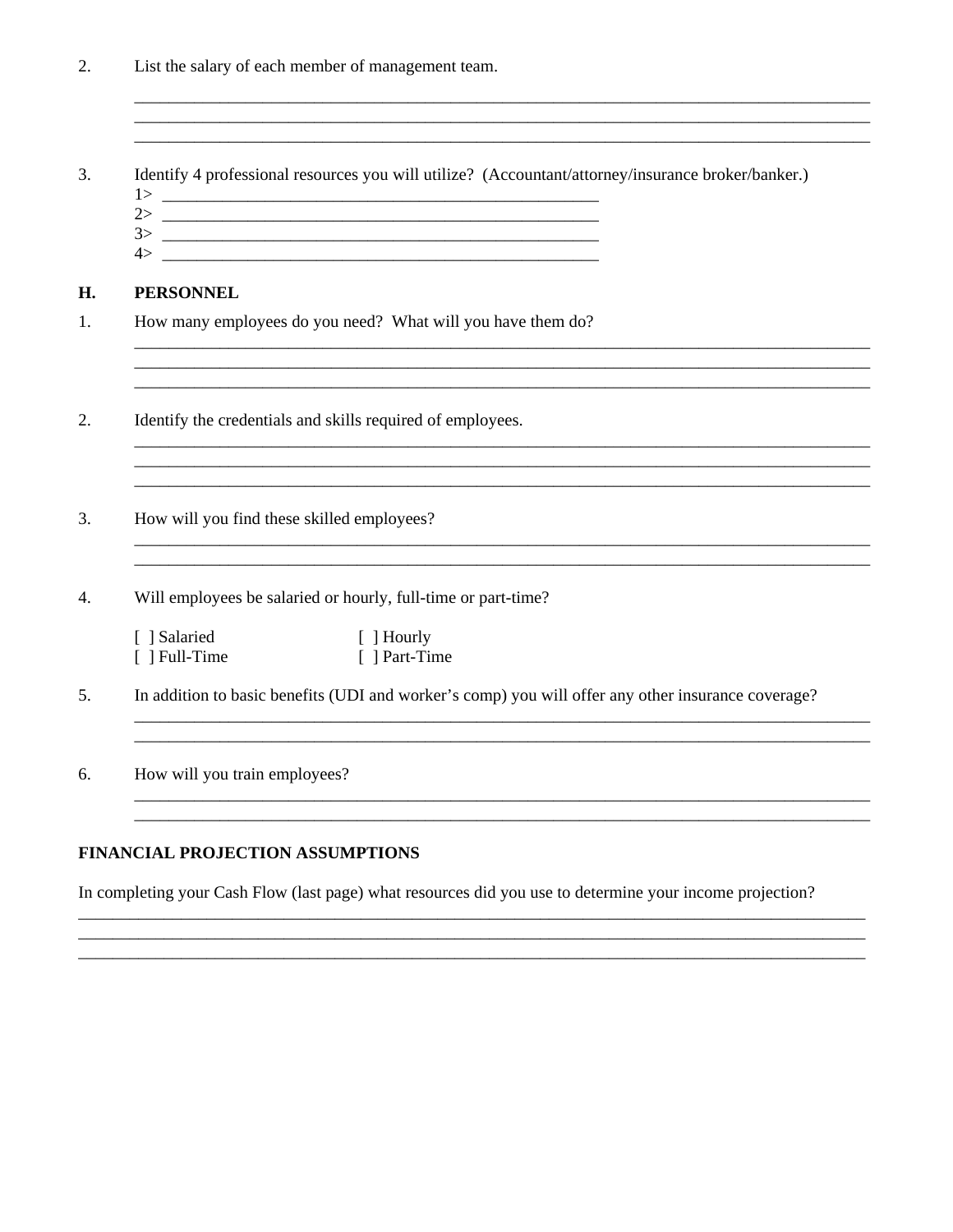2. List the salary of each member of management team.

______________________________________________________________________________
______________________________________________________________________________
______________________________________________________________________________

3. Identify 4 professional resources you will utilize? (Accountant/attorney/insurance broker/banker.)

1> ______________________________________________
2> ______________________________________________
3> ______________________________________________
4> ______________________________________________

## H. PERSONNEL

1. How many employees do you need? What will you have them do?

______________________________________________________________________________
______________________________________________________________________________
______________________________________________________________________________

2. Identify the credentials and skills required of employees.

______________________________________________________________________________
______________________________________________________________________________
______________________________________________________________________________

3. How will you find these skilled employees?

______________________________________________________________________________
______________________________________________________________________________

4. Will employees be salaried or hourly, full-time or part-time?

[ ] Salaried [ ] Hourly
[ ] Full-Time [ ] Part-Time

5. In addition to basic benefits (UDI and worker's comp) you will offer any other insurance coverage?

______________________________________________________________________________
______________________________________________________________________________

6. How will you train employees?

______________________________________________________________________________
______________________________________________________________________________

## FINANCIAL PROJECTION ASSUMPTIONS

In completing your Cash Flow (last page) what resources did you use to determine your income projection?

______________________________________________________________________________
______________________________________________________________________________
______________________________________________________________________________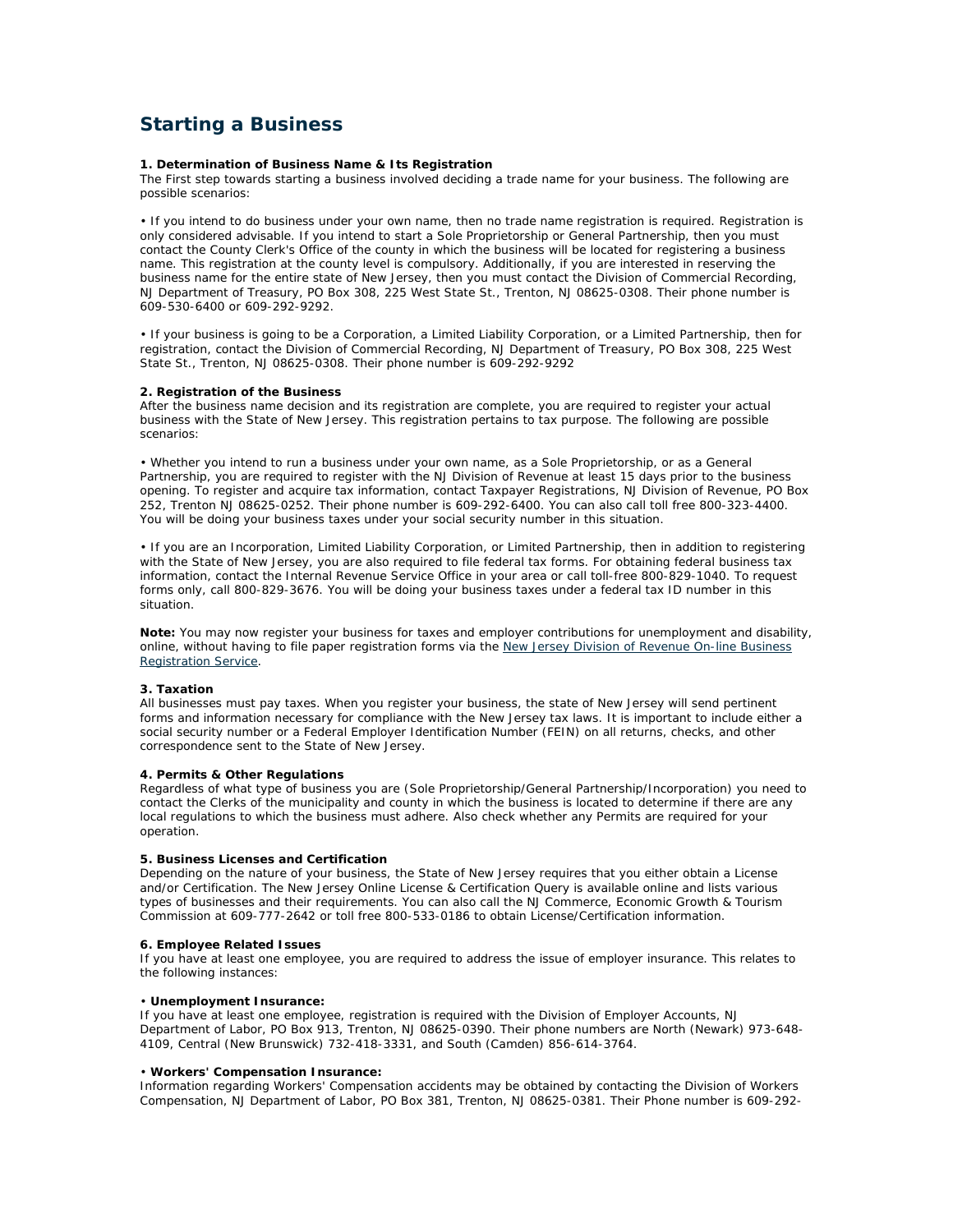## Starting a Business

**1. Determination of Business Name & Its Registration**
The First step towards starting a business involved deciding a trade name for your business. The following are possible scenarios:

• If you intend to do business under your own name, then no trade name registration is required. Registration is only considered advisable. If you intend to start a Sole Proprietorship or General Partnership, then you must contact the County Clerk's Office of the county in which the business will be located for registering a business name. This registration at the county level is compulsory. Additionally, if you are interested in reserving the business name for the entire state of New Jersey, then you must contact the Division of Commercial Recording, NJ Department of Treasury, PO Box 308, 225 West State St., Trenton, NJ 08625-0308. Their phone number is 609-530-6400 or 609-292-9292.

• If your business is going to be a Corporation, a Limited Liability Corporation, or a Limited Partnership, then for registration, contact the Division of Commercial Recording, NJ Department of Treasury, PO Box 308, 225 West State St., Trenton, NJ 08625-0308. Their phone number is 609-292-9292

**2. Registration of the Business**
After the business name decision and its registration are complete, you are required to register your actual business with the State of New Jersey. This registration pertains to tax purpose. The following are possible scenarios:

• Whether you intend to run a business under your own name, as a Sole Proprietorship, or as a General Partnership, you are required to register with the NJ Division of Revenue at least 15 days prior to the business opening. To register and acquire tax information, contact Taxpayer Registrations, NJ Division of Revenue, PO Box 252, Trenton NJ 08625-0252. Their phone number is 609-292-6400. You can also call toll free 800-323-4400. You will be doing your business taxes under your social security number in this situation.

• If you are an Incorporation, Limited Liability Corporation, or Limited Partnership, then in addition to registering with the State of New Jersey, you are also required to file federal tax forms. For obtaining federal business tax information, contact the Internal Revenue Service Office in your area or call toll-free 800-829-1040. To request forms only, call 800-829-3676. You will be doing your business taxes under a federal tax ID number in this situation.

**Note:** You may now register your business for taxes and employer contributions for unemployment and disability, online, without having to file paper registration forms via the New Jersey Division of Revenue On-line Business Registration Service.

**3. Taxation**
All businesses must pay taxes. When you register your business, the state of New Jersey will send pertinent forms and information necessary for compliance with the New Jersey tax laws. It is important to include either a social security number or a Federal Employer Identification Number (FEIN) on all returns, checks, and other correspondence sent to the State of New Jersey.

**4. Permits & Other Regulations**
Regardless of what type of business you are (Sole Proprietorship/General Partnership/Incorporation) you need to contact the Clerks of the municipality and county in which the business is located to determine if there are any local regulations to which the business must adhere. Also check whether any Permits are required for your operation.

**5. Business Licenses and Certification**
Depending on the nature of your business, the State of New Jersey requires that you either obtain a License and/or Certification. The New Jersey Online License & Certification Query is available online and lists various types of businesses and their requirements. You can also call the NJ Commerce, Economic Growth & Tourism Commission at 609-777-2642 or toll free 800-533-0186 to obtain License/Certification information.

**6. Employee Related Issues**
If you have at least one employee, you are required to address the issue of employer insurance. This relates to the following instances:

• **Unemployment Insurance:**
If you have at least one employee, registration is required with the Division of Employer Accounts, NJ Department of Labor, PO Box 913, Trenton, NJ 08625-0390. Their phone numbers are North (Newark) 973-648-4109, Central (New Brunswick) 732-418-3331, and South (Camden) 856-614-3764.

• **Workers' Compensation Insurance:**
Information regarding Workers' Compensation accidents may be obtained by contacting the Division of Workers Compensation, NJ Department of Labor, PO Box 381, Trenton, NJ 08625-0381. Their Phone number is 609-292-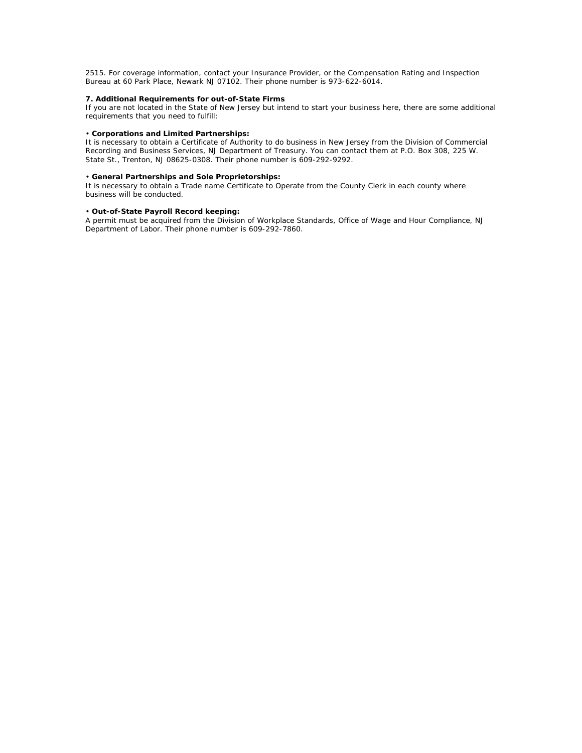2515. For coverage information, contact your Insurance Provider, or the Compensation Rating and Inspection Bureau at 60 Park Place, Newark NJ 07102. Their phone number is 973-622-6014.

**7. Additional Requirements for out-of-State Firms**

If you are not located in the State of New Jersey but intend to start your business here, there are some additional requirements that you need to fulfill:

• **Corporations and Limited Partnerships:**
It is necessary to obtain a Certificate of Authority to do business in New Jersey from the Division of Commercial Recording and Business Services, NJ Department of Treasury. You can contact them at P.O. Box 308, 225 W. State St., Trenton, NJ 08625-0308. Their phone number is 609-292-9292.

• **General Partnerships and Sole Proprietorships:**
It is necessary to obtain a Trade name Certificate to Operate from the County Clerk in each county where business will be conducted.

• **Out-of-State Payroll Record keeping:**
A permit must be acquired from the Division of Workplace Standards, Office of Wage and Hour Compliance, NJ Department of Labor. Their phone number is 609-292-7860.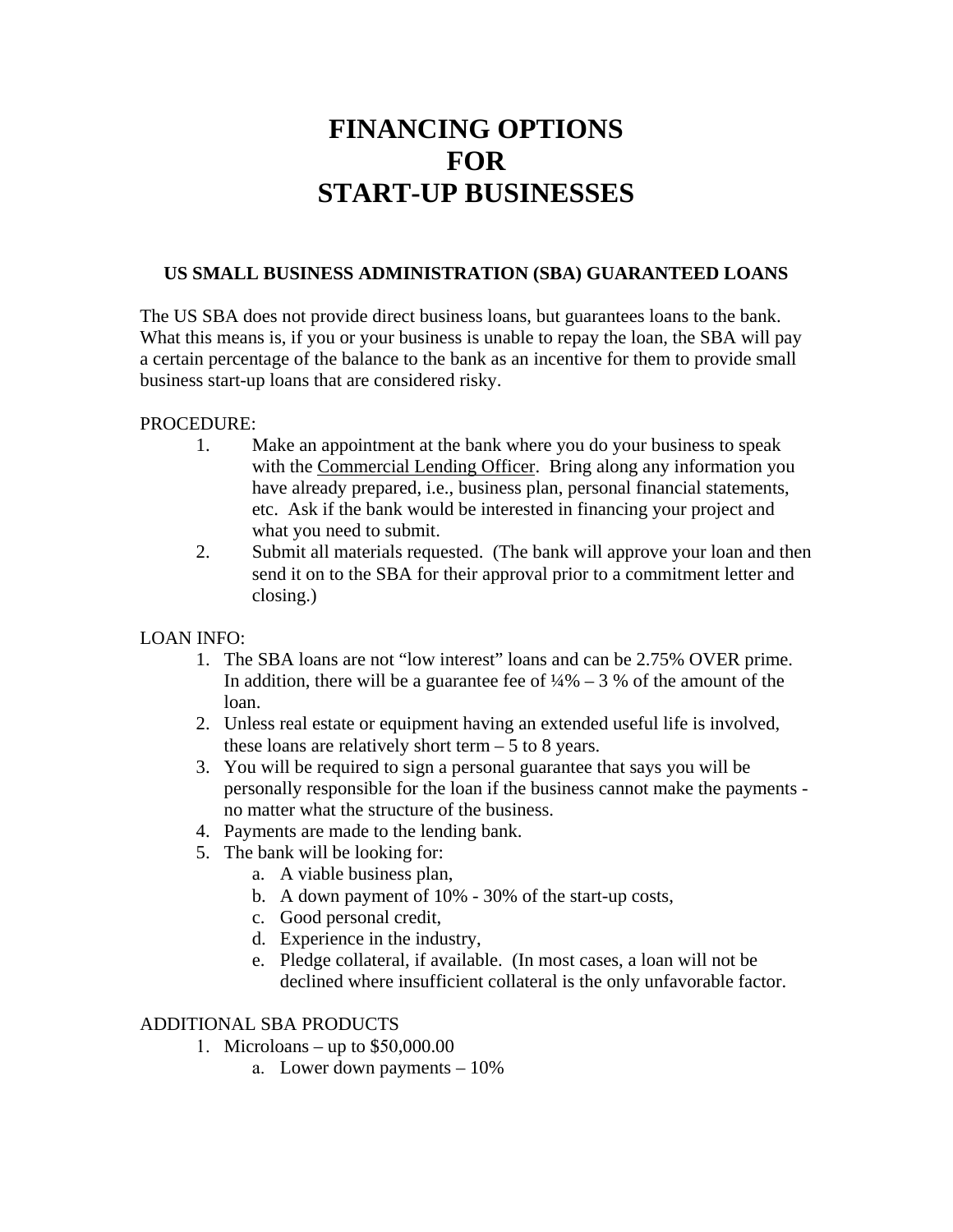# FINANCING OPTIONS FOR START-UP BUSINESSES

## US SMALL BUSINESS ADMINISTRATION (SBA) GUARANTEED LOANS

The US SBA does not provide direct business loans, but guarantees loans to the bank. What this means is, if you or your business is unable to repay the loan, the SBA will pay a certain percentage of the balance to the bank as an incentive for them to provide small business start-up loans that are considered risky.

PROCEDURE:

1. Make an appointment at the bank where you do your business to speak with the <u>Commercial Lending Officer</u>. Bring along any information you have already prepared, i.e., business plan, personal financial statements, etc. Ask if the bank would be interested in financing your project and what you need to submit.
2. Submit all materials requested. (The bank will approve your loan and then send it on to the SBA for their approval prior to a commitment letter and closing.)

LOAN INFO:

1. The SBA loans are not "low interest" loans and can be 2.75% OVER prime. In addition, there will be a guarantee fee of ¼% – 3 % of the amount of the loan.
2. Unless real estate or equipment having an extended useful life is involved, these loans are relatively short term – 5 to 8 years.
3. You will be required to sign a personal guarantee that says you will be personally responsible for the loan if the business cannot make the payments - no matter what the structure of the business.
4. Payments are made to the lending bank.
5. The bank will be looking for:
   a. A viable business plan,
   b. A down payment of 10% - 30% of the start-up costs,
   c. Good personal credit,
   d. Experience in the industry,
   e. Pledge collateral, if available. (In most cases, a loan will not be declined where insufficient collateral is the only unfavorable factor.

ADDITIONAL SBA PRODUCTS

1. Microloans – up to $50,000.00
   a. Lower down payments – 10%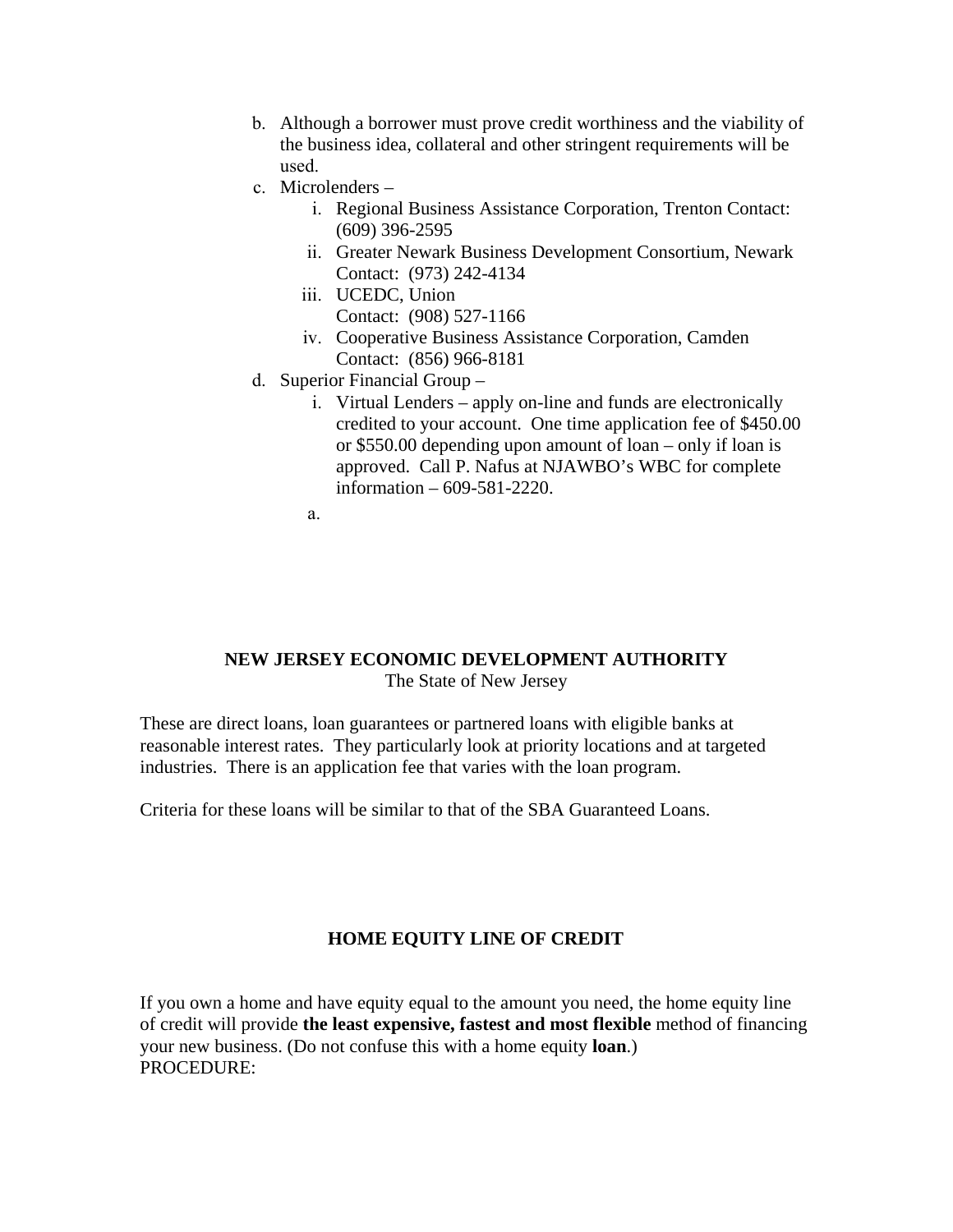b. Although a borrower must prove credit worthiness and the viability of the business idea, collateral and other stringent requirements will be used.

c. Microlenders –

   i. Regional Business Assistance Corporation, Trenton Contact: (609) 396-2595

   ii. Greater Newark Business Development Consortium, Newark Contact: (973) 242-4134

   iii. UCEDC, Union Contact: (908) 527-1166

   iv. Cooperative Business Assistance Corporation, Camden Contact: (856) 966-8181

d. Superior Financial Group –

   i. Virtual Lenders – apply on-line and funds are electronically credited to your account. One time application fee of $450.00 or $550.00 depending upon amount of loan – only if loan is approved. Call P. Nafus at NJAWBO's WBC for complete information – 609-581-2220.

   a.

## NEW JERSEY ECONOMIC DEVELOPMENT AUTHORITY

The State of New Jersey

These are direct loans, loan guarantees or partnered loans with eligible banks at reasonable interest rates. They particularly look at priority locations and at targeted industries. There is an application fee that varies with the loan program.

Criteria for these loans will be similar to that of the SBA Guaranteed Loans.

## HOME EQUITY LINE OF CREDIT

If you own a home and have equity equal to the amount you need, the home equity line of credit will provide **the least expensive, fastest and most flexible** method of financing your new business. (Do not confuse this with a home equity **loan**.)
PROCEDURE: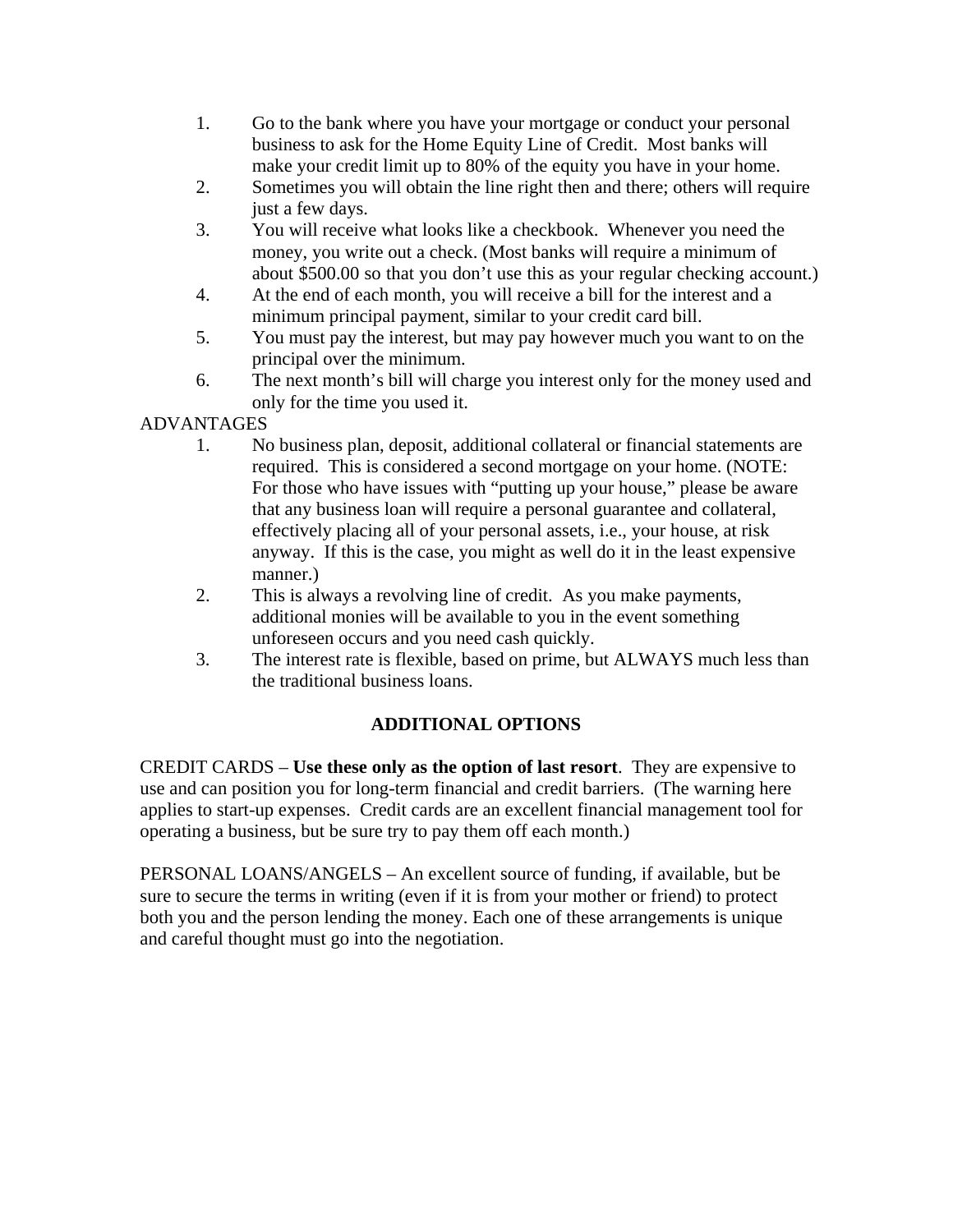1. Go to the bank where you have your mortgage or conduct your personal business to ask for the Home Equity Line of Credit. Most banks will make your credit limit up to 80% of the equity you have in your home.
2. Sometimes you will obtain the line right then and there; others will require just a few days.
3. You will receive what looks like a checkbook. Whenever you need the money, you write out a check. (Most banks will require a minimum of about $500.00 so that you don't use this as your regular checking account.)
4. At the end of each month, you will receive a bill for the interest and a minimum principal payment, similar to your credit card bill.
5. You must pay the interest, but may pay however much you want to on the principal over the minimum.
6. The next month's bill will charge you interest only for the money used and only for the time you used it.

ADVANTAGES

1. No business plan, deposit, additional collateral or financial statements are required. This is considered a second mortgage on your home. (NOTE: For those who have issues with "putting up your house," please be aware that any business loan will require a personal guarantee and collateral, effectively placing all of your personal assets, i.e., your house, at risk anyway. If this is the case, you might as well do it in the least expensive manner.)
2. This is always a revolving line of credit. As you make payments, additional monies will be available to you in the event something unforeseen occurs and you need cash quickly.
3. The interest rate is flexible, based on prime, but ALWAYS much less than the traditional business loans.

## ADDITIONAL OPTIONS

CREDIT CARDS – **Use these only as the option of last resort**. They are expensive to use and can position you for long-term financial and credit barriers. (The warning here applies to start-up expenses. Credit cards are an excellent financial management tool for operating a business, but be sure try to pay them off each month.)

PERSONAL LOANS/ANGELS – An excellent source of funding, if available, but be sure to secure the terms in writing (even if it is from your mother or friend) to protect both you and the person lending the money. Each one of these arrangements is unique and careful thought must go into the negotiation.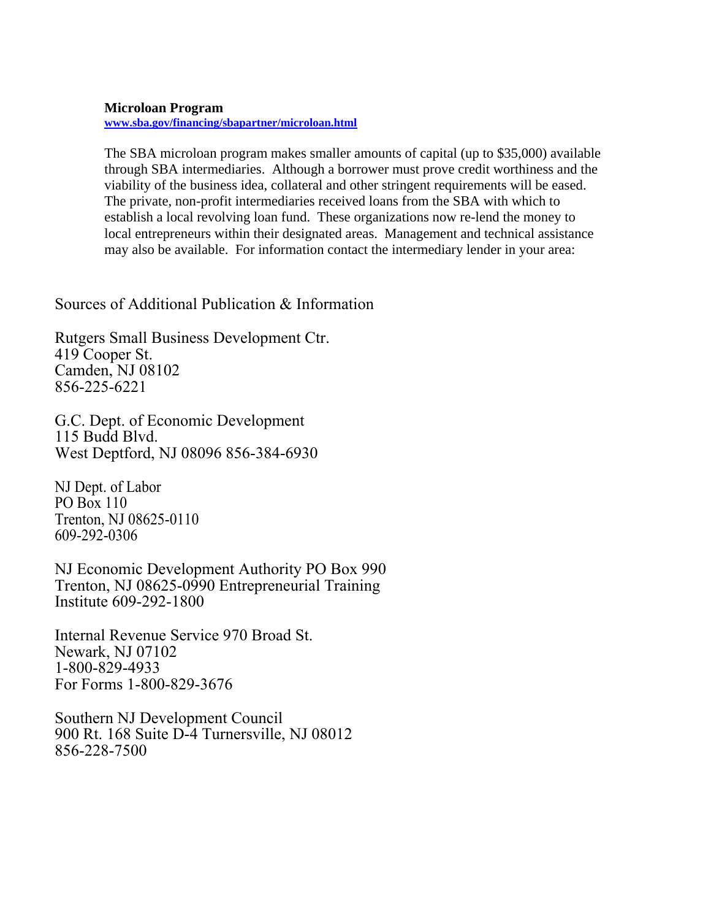**Microloan Program**
www.sba.gov/financing/sbapartner/microloan.html

The SBA microloan program makes smaller amounts of capital (up to $35,000) available through SBA intermediaries. Although a borrower must prove credit worthiness and the viability of the business idea, collateral and other stringent requirements will be eased. The private, non-profit intermediaries received loans from the SBA with which to establish a local revolving loan fund. These organizations now re-lend the money to local entrepreneurs within their designated areas. Management and technical assistance may also be available. For information contact the intermediary lender in your area:

Sources of Additional Publication & Information

Rutgers Small Business Development Ctr.
419 Cooper St.
Camden, NJ 08102
856-225-6221

G.C. Dept. of Economic Development
115 Budd Blvd.
West Deptford, NJ 08096 856-384-6930

NJ Dept. of Labor
PO Box 110
Trenton, NJ 08625-0110
609-292-0306

NJ Economic Development Authority PO Box 990
Trenton, NJ 08625-0990 Entrepreneurial Training
Institute 609-292-1800

Internal Revenue Service 970 Broad St.
Newark, NJ 07102
1-800-829-4933
For Forms 1-800-829-3676

Southern NJ Development Council
900 Rt. 168 Suite D-4 Turnersville, NJ 08012
856-228-7500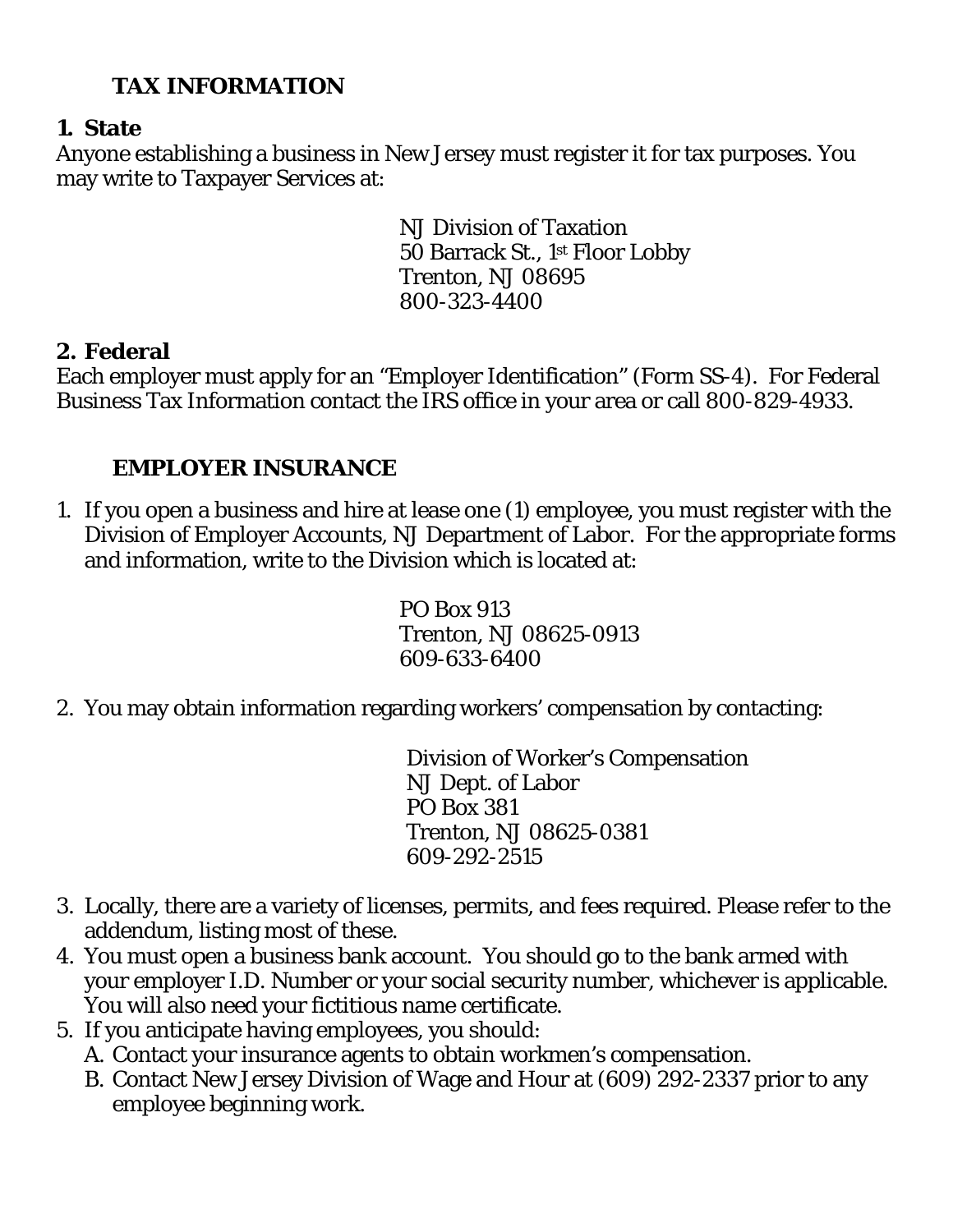## TAX INFORMATION

### 1. State

Anyone establishing a business in New Jersey must register it for tax purposes. You may write to Taxpayer Services at:

NJ Division of Taxation
50 Barrack St., 1st Floor Lobby
Trenton, NJ 08695
800-323-4400

### 2. Federal

Each employer must apply for an "Employer Identification" (Form SS-4). For Federal Business Tax Information contact the IRS office in your area or call 800-829-4933.

## EMPLOYER INSURANCE

1. If you open a business and hire at lease one (1) employee, you must register with the Division of Employer Accounts, NJ Department of Labor. For the appropriate forms and information, write to the Division which is located at:

   PO Box 913
   Trenton, NJ 08625-0913
   609-633-6400

2. You may obtain information regarding workers' compensation by contacting:

   Division of Worker's Compensation
   NJ Dept. of Labor
   PO Box 381
   Trenton, NJ 08625-0381
   609-292-2515

3. Locally, there are a variety of licenses, permits, and fees required. Please refer to the addendum, listing most of these.
4. You must open a business bank account. You should go to the bank armed with your employer I.D. Number or your social security number, whichever is applicable. You will also need your fictitious name certificate.
5. If you anticipate having employees, you should:
   A. Contact your insurance agents to obtain workmen's compensation.
   B. Contact New Jersey Division of Wage and Hour at (609) 292-2337 prior to any employee beginning work.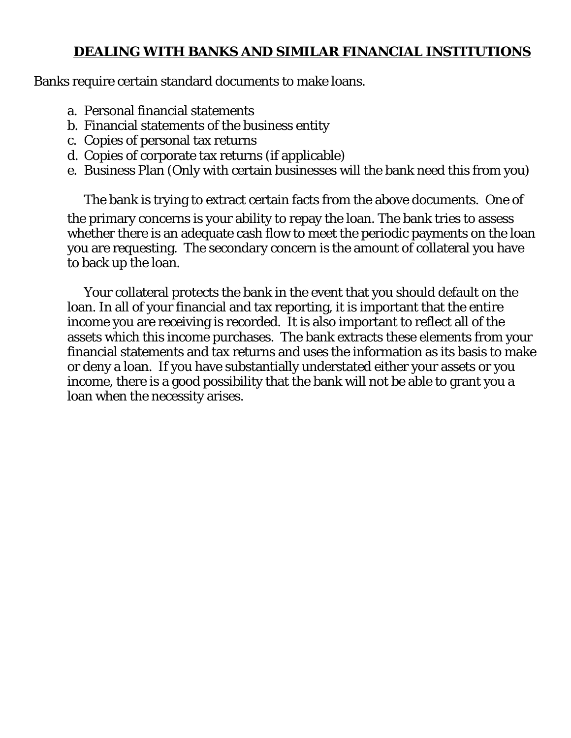## DEALING WITH BANKS AND SIMILAR FINANCIAL INSTITUTIONS

Banks require certain standard documents to make loans.

a. Personal financial statements
b. Financial statements of the business entity
c. Copies of personal tax returns
d. Copies of corporate tax returns (if applicable)
e. Business Plan (Only with certain businesses will the bank need this from you)

The bank is trying to extract certain facts from the above documents. One of the primary concerns is your ability to repay the loan. The bank tries to assess whether there is an adequate cash flow to meet the periodic payments on the loan you are requesting. The secondary concern is the amount of collateral you have to back up the loan.

Your collateral protects the bank in the event that you should default on the loan. In all of your financial and tax reporting, it is important that the entire income you are receiving is recorded. It is also important to reflect all of the assets which this income purchases. The bank extracts these elements from your financial statements and tax returns and uses the information as its basis to make or deny a loan. If you have substantially understated either your assets or you income, there is a good possibility that the bank will not be able to grant you a loan when the necessity arises.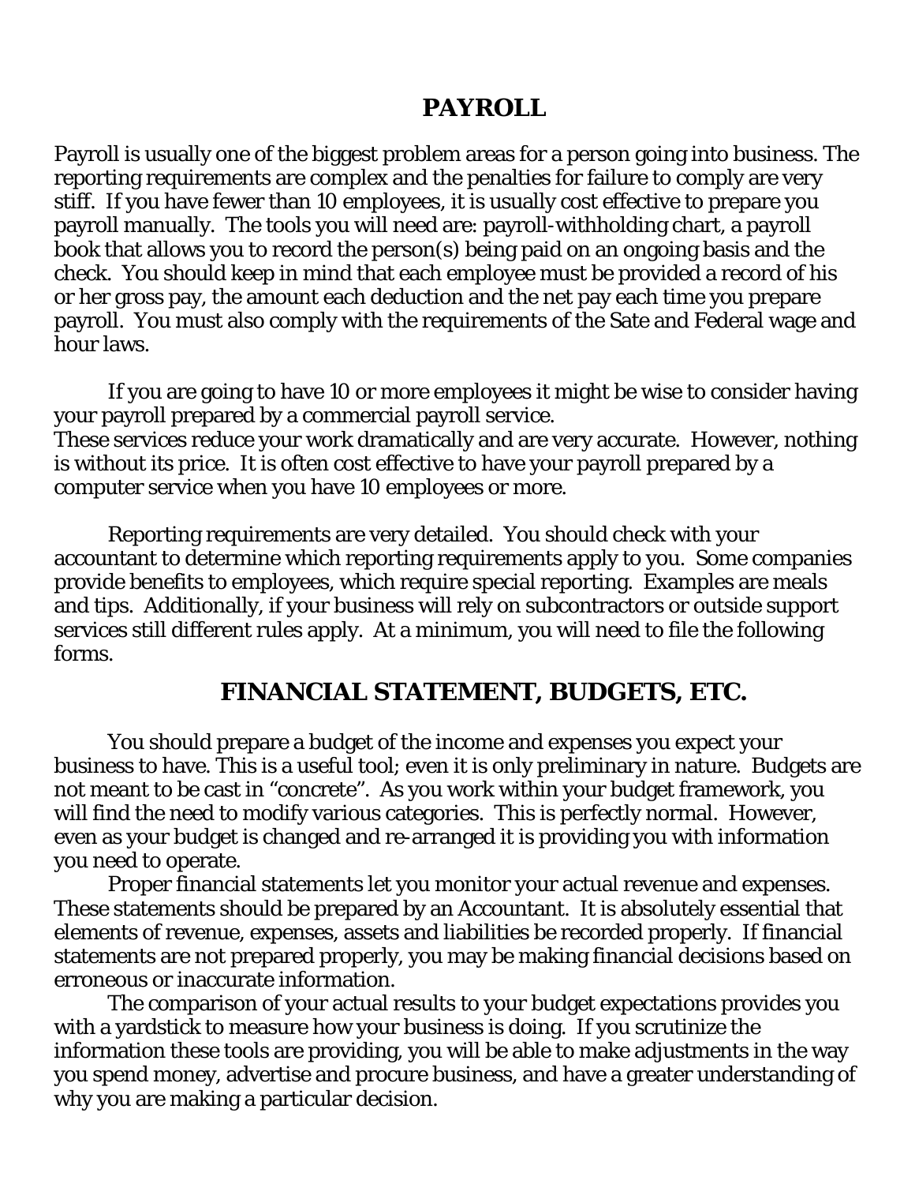## PAYROLL

Payroll is usually one of the biggest problem areas for a person going into business. The reporting requirements are complex and the penalties for failure to comply are very stiff. If you have fewer than 10 employees, it is usually cost effective to prepare you payroll manually. The tools you will need are: payroll-withholding chart, a payroll book that allows you to record the person(s) being paid on an ongoing basis and the check. You should keep in mind that each employee must be provided a record of his or her gross pay, the amount each deduction and the net pay each time you prepare payroll. You must also comply with the requirements of the Sate and Federal wage and hour laws.

If you are going to have 10 or more employees it might be wise to consider having your payroll prepared by a commercial payroll service.
These services reduce your work dramatically and are very accurate. However, nothing is without its price. It is often cost effective to have your payroll prepared by a computer service when you have 10 employees or more.

Reporting requirements are very detailed. You should check with your accountant to determine which reporting requirements apply to you. Some companies provide benefits to employees, which require special reporting. Examples are meals and tips. Additionally, if your business will rely on subcontractors or outside support services still different rules apply. At a minimum, you will need to file the following forms.

## FINANCIAL STATEMENT, BUDGETS, ETC.

You should prepare a budget of the income and expenses you expect your business to have. This is a useful tool; even it is only preliminary in nature. Budgets are not meant to be cast in "concrete". As you work within your budget framework, you will find the need to modify various categories. This is perfectly normal. However, even as your budget is changed and re-arranged it is providing you with information you need to operate.

Proper financial statements let you monitor your actual revenue and expenses. These statements should be prepared by an Accountant. It is absolutely essential that elements of revenue, expenses, assets and liabilities be recorded properly. If financial statements are not prepared properly, you may be making financial decisions based on erroneous or inaccurate information.

The comparison of your actual results to your budget expectations provides you with a yardstick to measure how your business is doing. If you scrutinize the information these tools are providing, you will be able to make adjustments in the way you spend money, advertise and procure business, and have a greater understanding of why you are making a particular decision.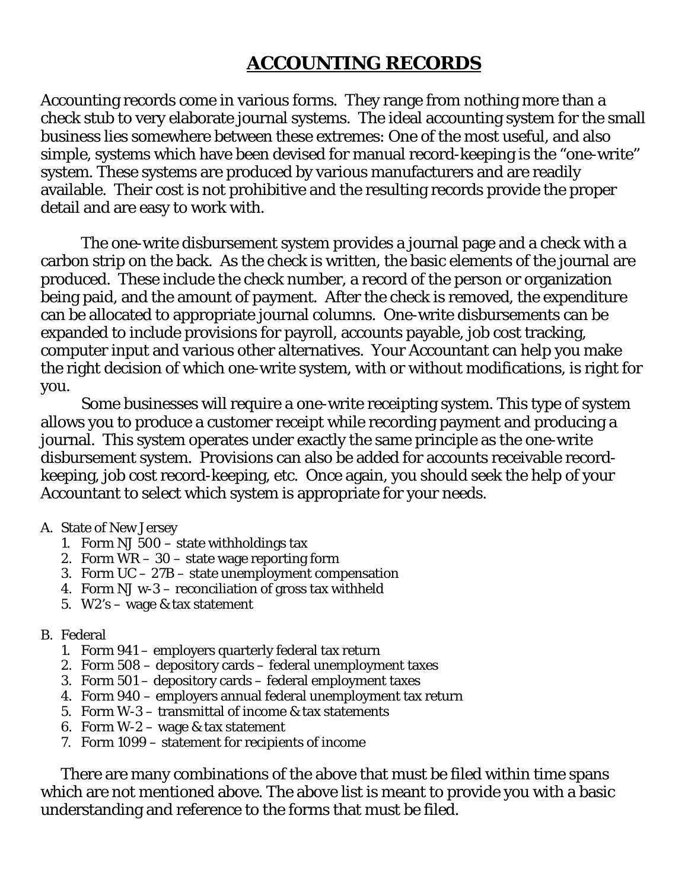# ACCOUNTING RECORDS

Accounting records come in various forms. They range from nothing more than a check stub to very elaborate journal systems. The ideal accounting system for the small business lies somewhere between these extremes: One of the most useful, and also simple, systems which have been devised for manual record-keeping is the "one-write" system. These systems are produced by various manufacturers and are readily available. Their cost is not prohibitive and the resulting records provide the proper detail and are easy to work with.

The one-write disbursement system provides a journal page and a check with a carbon strip on the back. As the check is written, the basic elements of the journal are produced. These include the check number, a record of the person or organization being paid, and the amount of payment. After the check is removed, the expenditure can be allocated to appropriate journal columns. One-write disbursements can be expanded to include provisions for payroll, accounts payable, job cost tracking, computer input and various other alternatives. Your Accountant can help you make the right decision of which one-write system, with or without modifications, is right for you.

Some businesses will require a one-write receipting system. This type of system allows you to produce a customer receipt while recording payment and producing a journal. This system operates under exactly the same principle as the one-write disbursement system. Provisions can also be added for accounts receivable record-keeping, job cost record-keeping, etc. Once again, you should seek the help of your Accountant to select which system is appropriate for your needs.

A. State of New Jersey
   1. Form NJ 500 – state withholdings tax
   2. Form WR – 30 – state wage reporting form
   3. Form UC – 27B – state unemployment compensation
   4. Form NJ w-3 – reconciliation of gross tax withheld
   5. W2's – wage & tax statement

B. Federal
   1. Form 941 – employers quarterly federal tax return
   2. Form 508 – depository cards – federal unemployment taxes
   3. Form 501 – depository cards – federal employment taxes
   4. Form 940 – employers annual federal unemployment tax return
   5. Form W-3 – transmittal of income & tax statements
   6. Form W-2 – wage & tax statement
   7. Form 1099 – statement for recipients of income

There are many combinations of the above that must be filed within time spans which are not mentioned above. The above list is meant to provide you with a basic understanding and reference to the forms that must be filed.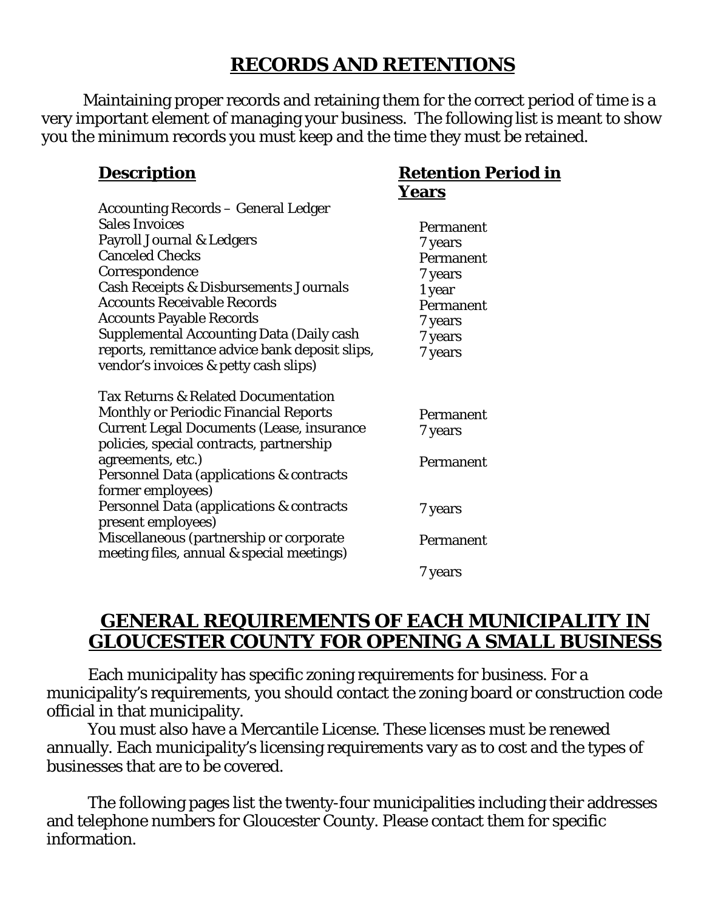# RECORDS AND RETENTIONS

Maintaining proper records and retaining them for the correct period of time is a very important element of managing your business. The following list is meant to show you the minimum records you must keep and the time they must be retained.

| **Description** | **Retention Period in Years** |
|---|---|
| Accounting Records – General Ledger | Permanent |
| Sales Invoices | 7 years |
| Payroll Journal & Ledgers | Permanent |
| Canceled Checks | 7 years |
| Correspondence | 1 year |
| Cash Receipts & Disbursements Journals | Permanent |
| Accounts Receivable Records | 7 years |
| Accounts Payable Records | 7 years |
| Supplemental Accounting Data (Daily cash reports, remittance advice bank deposit slips, vendor's invoices & petty cash slips) | 7 years |
| Tax Returns & Related Documentation | Permanent |
| Monthly or Periodic Financial Reports | 7 years |
| Current Legal Documents (Lease, insurance policies, special contracts, partnership agreements, etc.) | Permanent |
| Personnel Data (applications & contracts former employees) | 7 years |
| Personnel Data (applications & contracts present employees) | Permanent |
| Miscellaneous (partnership or corporate meeting files, annual & special meetings) | 7 years |

# GENERAL REQUIREMENTS OF EACH MUNICIPALITY IN GLOUCESTER COUNTY FOR OPENING A SMALL BUSINESS

Each municipality has specific zoning requirements for business. For a municipality's requirements, you should contact the zoning board or construction code official in that municipality.

You must also have a Mercantile License. These licenses must be renewed annually. Each municipality's licensing requirements vary as to cost and the types of businesses that are to be covered.

The following pages list the twenty-four municipalities including their addresses and telephone numbers for Gloucester County. Please contact them for specific information.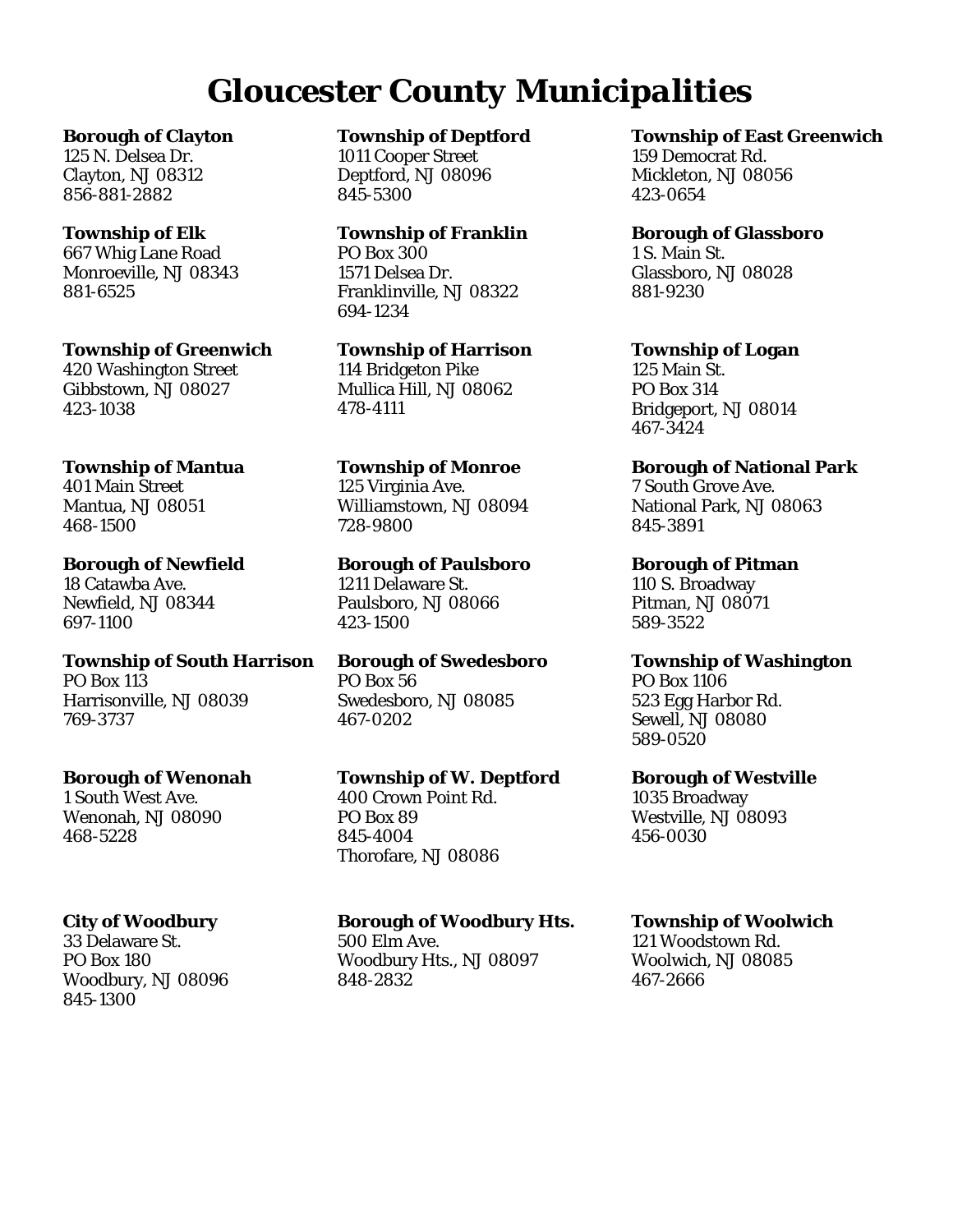# Gloucester County Municipalities

**Borough of Clayton**
125 N. Delsea Dr.
Clayton, NJ 08312
856-881-2882

**Township of Deptford**
1011 Cooper Street
Deptford, NJ 08096
845-5300

**Township of East Greenwich**
159 Democrat Rd.
Mickleton, NJ 08056
423-0654

**Township of Elk**
667 Whig Lane Road
Monroeville, NJ 08343
881-6525

**Township of Franklin**
PO Box 300
1571 Delsea Dr.
Franklinville, NJ 08322
694-1234

**Borough of Glassboro**
1 S. Main St.
Glassboro, NJ 08028
881-9230

**Township of Greenwich**
420 Washington Street
Gibbstown, NJ 08027
423-1038

**Township of Harrison**
114 Bridgeton Pike
Mullica Hill, NJ 08062
478-4111

**Township of Logan**
125 Main St.
PO Box 314
Bridgeport, NJ 08014
467-3424

**Township of Mantua**
401 Main Street
Mantua, NJ 08051
468-1500

**Township of Monroe**
125 Virginia Ave.
Williamstown, NJ 08094
728-9800

**Borough of National Park**
7 South Grove Ave.
National Park, NJ 08063
845-3891

**Borough of Newfield**
18 Catawba Ave.
Newfield, NJ 08344
697-1100

**Borough of Paulsboro**
1211 Delaware St.
Paulsboro, NJ 08066
423-1500

**Borough of Pitman**
110 S. Broadway
Pitman, NJ 08071
589-3522

**Township of South Harrison**
PO Box 113
Harrisonville, NJ 08039
769-3737

**Borough of Swedesboro**
PO Box 56
Swedesboro, NJ 08085
467-0202

**Township of Washington**
PO Box 1106
523 Egg Harbor Rd.
Sewell, NJ 08080
589-0520

**Borough of Wenonah**
1 South West Ave.
Wenonah, NJ 08090
468-5228

**Township of W. Deptford**
400 Crown Point Rd.
PO Box 89
845-4004
Thorofare, NJ 08086

**Borough of Westville**
1035 Broadway
Westville, NJ 08093
456-0030

**City of Woodbury**
33 Delaware St.
PO Box 180
Woodbury, NJ 08096
845-1300

**Borough of Woodbury Hts.**
500 Elm Ave.
Woodbury Hts., NJ 08097
848-2832

**Township of Woolwich**
121 Woodstown Rd.
Woolwich, NJ 08085
467-2666